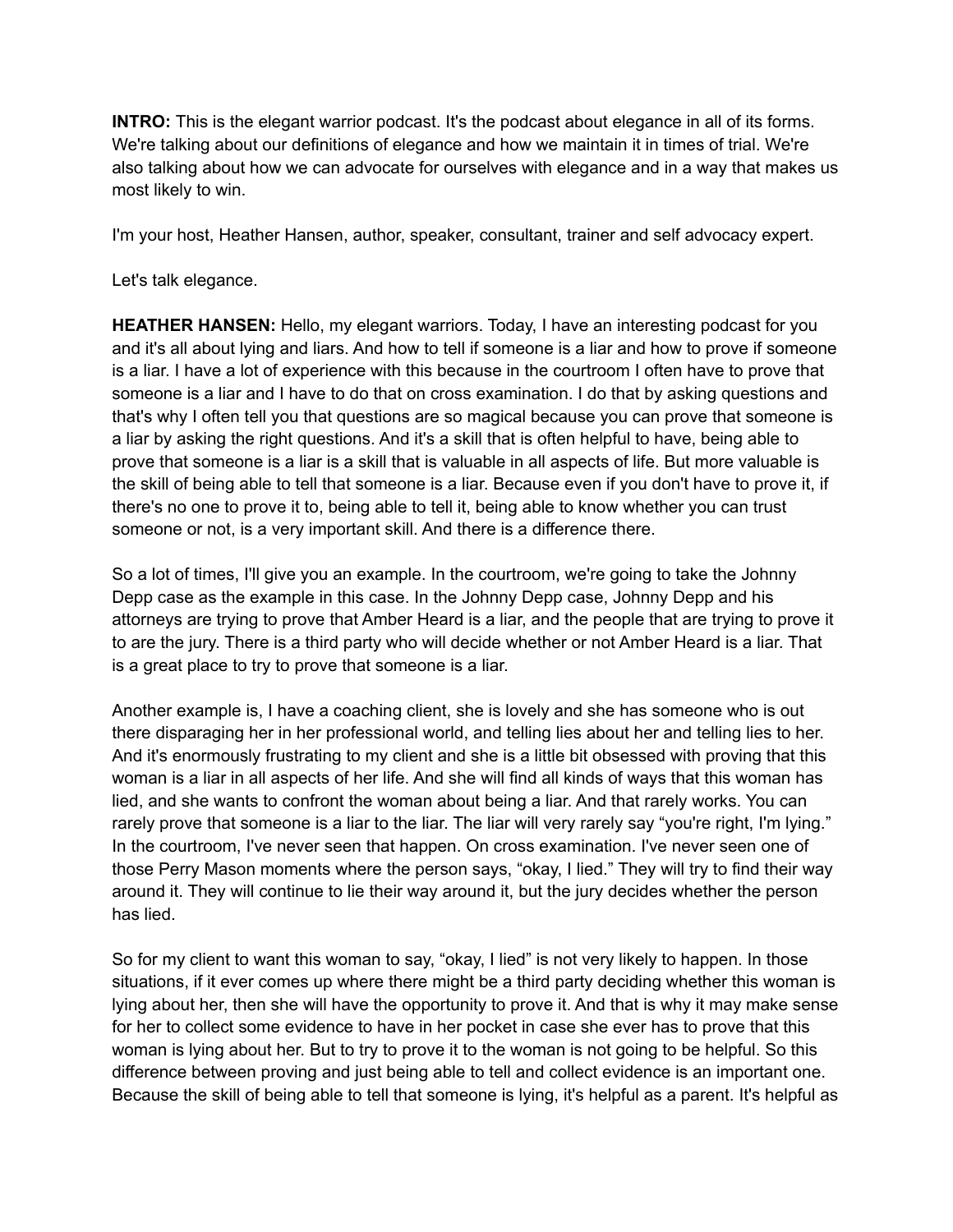**INTRO:** This is the elegant warrior podcast. It's the podcast about elegance in all of its forms. We're talking about our definitions of elegance and how we maintain it in times of trial. We're also talking about how we can advocate for ourselves with elegance and in a way that makes us most likely to win.

I'm your host, Heather Hansen, author, speaker, consultant, trainer and self advocacy expert.

Let's talk elegance.

**HEATHER HANSEN:** Hello, my elegant warriors. Today, I have an interesting podcast for you and it's all about lying and liars. And how to tell if someone is a liar and how to prove if someone is a liar. I have a lot of experience with this because in the courtroom I often have to prove that someone is a liar and I have to do that on cross examination. I do that by asking questions and that's why I often tell you that questions are so magical because you can prove that someone is a liar by asking the right questions. And it's a skill that is often helpful to have, being able to prove that someone is a liar is a skill that is valuable in all aspects of life. But more valuable is the skill of being able to tell that someone is a liar. Because even if you don't have to prove it, if there's no one to prove it to, being able to tell it, being able to know whether you can trust someone or not, is a very important skill. And there is a difference there.

So a lot of times, I'll give you an example. In the courtroom, we're going to take the Johnny Depp case as the example in this case. In the Johnny Depp case, Johnny Depp and his attorneys are trying to prove that Amber Heard is a liar, and the people that are trying to prove it to are the jury. There is a third party who will decide whether or not Amber Heard is a liar. That is a great place to try to prove that someone is a liar.

Another example is, I have a coaching client, she is lovely and she has someone who is out there disparaging her in her professional world, and telling lies about her and telling lies to her. And it's enormously frustrating to my client and she is a little bit obsessed with proving that this woman is a liar in all aspects of her life. And she will find all kinds of ways that this woman has lied, and she wants to confront the woman about being a liar. And that rarely works. You can rarely prove that someone is a liar to the liar. The liar will very rarely say "you're right, I'm lying." In the courtroom, I've never seen that happen. On cross examination. I've never seen one of those Perry Mason moments where the person says, "okay, I lied." They will try to find their way around it. They will continue to lie their way around it, but the jury decides whether the person has lied.

So for my client to want this woman to say, "okay, I lied" is not very likely to happen. In those situations, if it ever comes up where there might be a third party deciding whether this woman is lying about her, then she will have the opportunity to prove it. And that is why it may make sense for her to collect some evidence to have in her pocket in case she ever has to prove that this woman is lying about her. But to try to prove it to the woman is not going to be helpful. So this difference between proving and just being able to tell and collect evidence is an important one. Because the skill of being able to tell that someone is lying, it's helpful as a parent. It's helpful as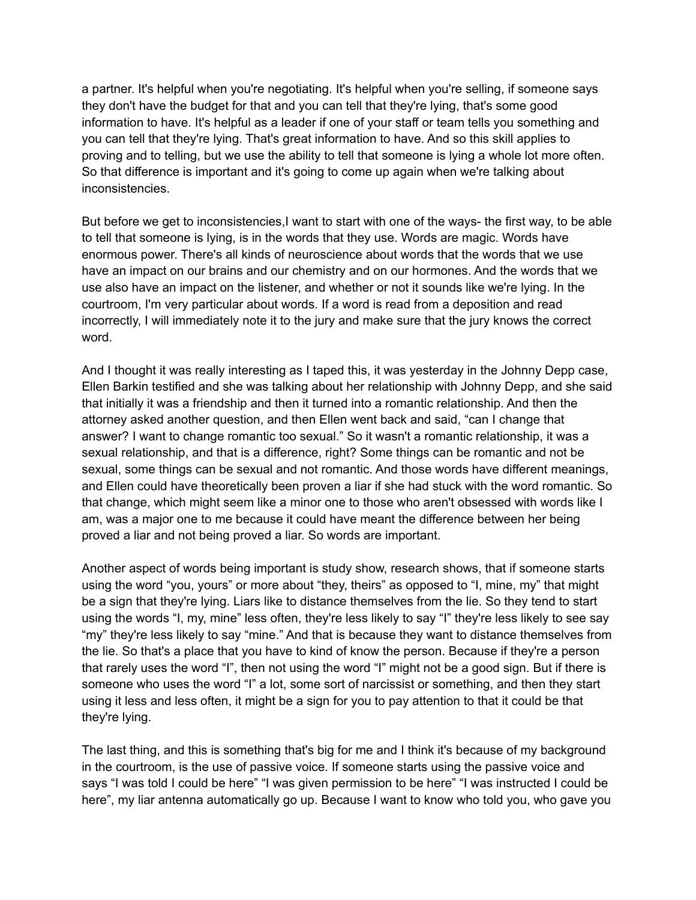a partner. It's helpful when you're negotiating. It's helpful when you're selling, if someone says they don't have the budget for that and you can tell that they're lying, that's some good information to have. It's helpful as a leader if one of your staff or team tells you something and you can tell that they're lying. That's great information to have. And so this skill applies to proving and to telling, but we use the ability to tell that someone is lying a whole lot more often. So that difference is important and it's going to come up again when we're talking about inconsistencies.

But before we get to inconsistencies,I want to start with one of the ways- the first way, to be able to tell that someone is lying, is in the words that they use. Words are magic. Words have enormous power. There's all kinds of neuroscience about words that the words that we use have an impact on our brains and our chemistry and on our hormones. And the words that we use also have an impact on the listener, and whether or not it sounds like we're lying. In the courtroom, I'm very particular about words. If a word is read from a deposition and read incorrectly, I will immediately note it to the jury and make sure that the jury knows the correct word.

And I thought it was really interesting as I taped this, it was yesterday in the Johnny Depp case, Ellen Barkin testified and she was talking about her relationship with Johnny Depp, and she said that initially it was a friendship and then it turned into a romantic relationship. And then the attorney asked another question, and then Ellen went back and said, "can I change that answer? I want to change romantic too sexual." So it wasn't a romantic relationship, it was a sexual relationship, and that is a difference, right? Some things can be romantic and not be sexual, some things can be sexual and not romantic. And those words have different meanings, and Ellen could have theoretically been proven a liar if she had stuck with the word romantic. So that change, which might seem like a minor one to those who aren't obsessed with words like I am, was a major one to me because it could have meant the difference between her being proved a liar and not being proved a liar. So words are important.

Another aspect of words being important is study show, research shows, that if someone starts using the word "you, yours" or more about "they, theirs" as opposed to "I, mine, my" that might be a sign that they're lying. Liars like to distance themselves from the lie. So they tend to start using the words "I, my, mine" less often, they're less likely to say "I" they're less likely to see say "my" they're less likely to say "mine." And that is because they want to distance themselves from the lie. So that's a place that you have to kind of know the person. Because if they're a person that rarely uses the word "I", then not using the word "I" might not be a good sign. But if there is someone who uses the word "I" a lot, some sort of narcissist or something, and then they start using it less and less often, it might be a sign for you to pay attention to that it could be that they're lying.

The last thing, and this is something that's big for me and I think it's because of my background in the courtroom, is the use of passive voice. If someone starts using the passive voice and says "I was told I could be here" "I was given permission to be here" "I was instructed I could be here", my liar antenna automatically go up. Because I want to know who told you, who gave you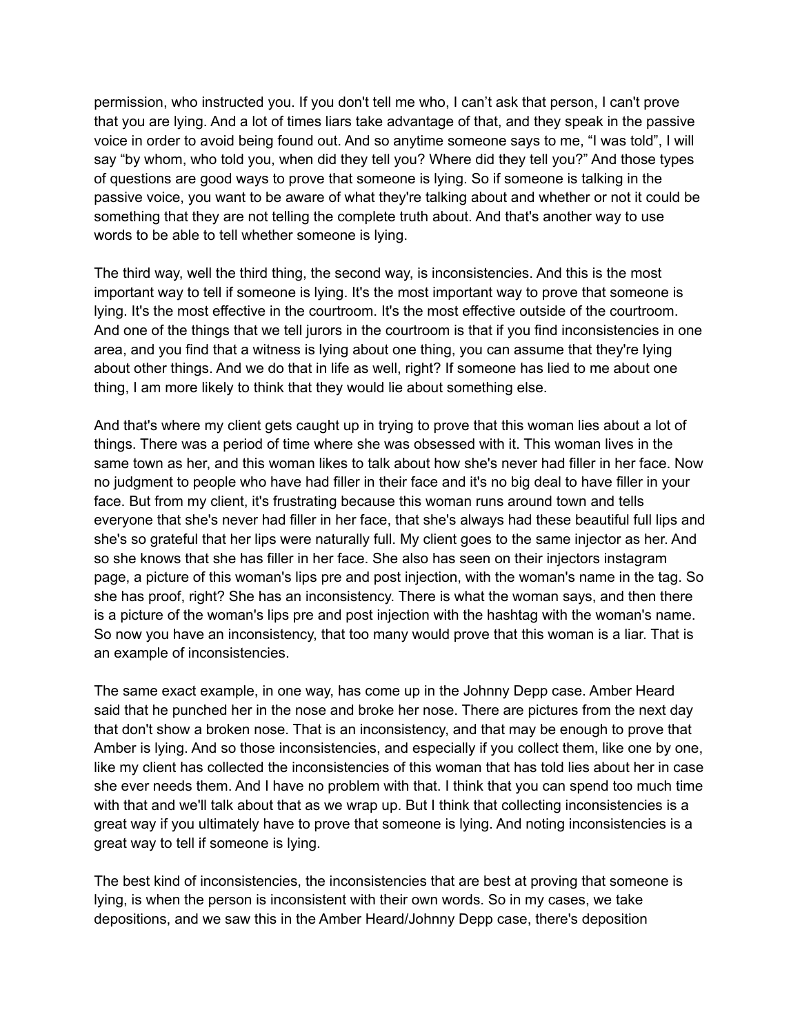permission, who instructed you. If you don't tell me who, I can't ask that person, I can't prove that you are lying. And a lot of times liars take advantage of that, and they speak in the passive voice in order to avoid being found out. And so anytime someone says to me, "I was told", I will say "by whom, who told you, when did they tell you? Where did they tell you?" And those types of questions are good ways to prove that someone is lying. So if someone is talking in the passive voice, you want to be aware of what they're talking about and whether or not it could be something that they are not telling the complete truth about. And that's another way to use words to be able to tell whether someone is lying.

The third way, well the third thing, the second way, is inconsistencies. And this is the most important way to tell if someone is lying. It's the most important way to prove that someone is lying. It's the most effective in the courtroom. It's the most effective outside of the courtroom. And one of the things that we tell jurors in the courtroom is that if you find inconsistencies in one area, and you find that a witness is lying about one thing, you can assume that they're lying about other things. And we do that in life as well, right? If someone has lied to me about one thing, I am more likely to think that they would lie about something else.

And that's where my client gets caught up in trying to prove that this woman lies about a lot of things. There was a period of time where she was obsessed with it. This woman lives in the same town as her, and this woman likes to talk about how she's never had filler in her face. Now no judgment to people who have had filler in their face and it's no big deal to have filler in your face. But from my client, it's frustrating because this woman runs around town and tells everyone that she's never had filler in her face, that she's always had these beautiful full lips and she's so grateful that her lips were naturally full. My client goes to the same injector as her. And so she knows that she has filler in her face. She also has seen on their injectors instagram page, a picture of this woman's lips pre and post injection, with the woman's name in the tag. So she has proof, right? She has an inconsistency. There is what the woman says, and then there is a picture of the woman's lips pre and post injection with the hashtag with the woman's name. So now you have an inconsistency, that too many would prove that this woman is a liar. That is an example of inconsistencies.

The same exact example, in one way, has come up in the Johnny Depp case. Amber Heard said that he punched her in the nose and broke her nose. There are pictures from the next day that don't show a broken nose. That is an inconsistency, and that may be enough to prove that Amber is lying. And so those inconsistencies, and especially if you collect them, like one by one, like my client has collected the inconsistencies of this woman that has told lies about her in case she ever needs them. And I have no problem with that. I think that you can spend too much time with that and we'll talk about that as we wrap up. But I think that collecting inconsistencies is a great way if you ultimately have to prove that someone is lying. And noting inconsistencies is a great way to tell if someone is lying.

The best kind of inconsistencies, the inconsistencies that are best at proving that someone is lying, is when the person is inconsistent with their own words. So in my cases, we take depositions, and we saw this in the Amber Heard/Johnny Depp case, there's deposition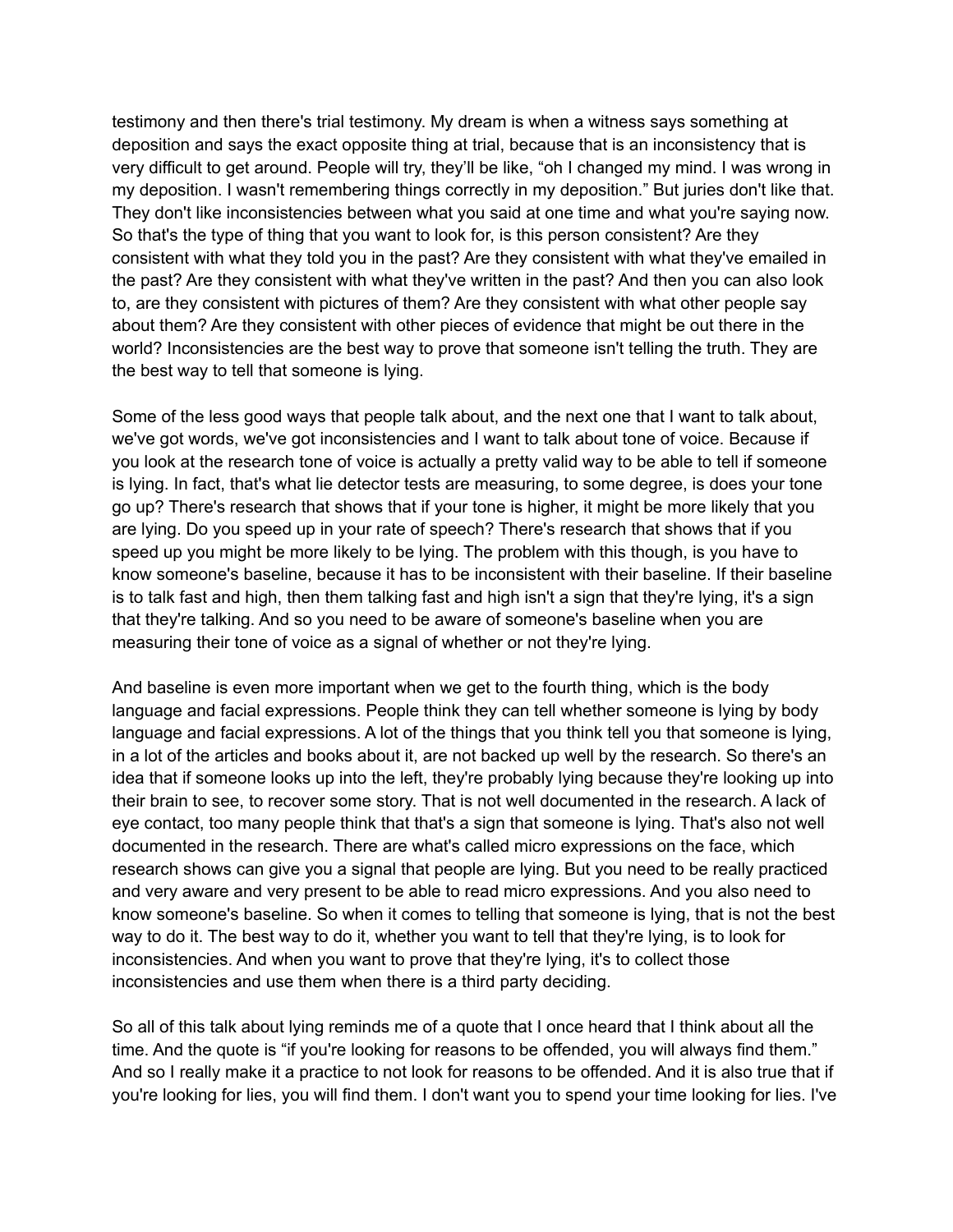testimony and then there's trial testimony. My dream is when a witness says something at deposition and says the exact opposite thing at trial, because that is an inconsistency that is very difficult to get around. People will try, they'll be like, "oh I changed my mind. I was wrong in my deposition. I wasn't remembering things correctly in my deposition." But juries don't like that. They don't like inconsistencies between what you said at one time and what you're saying now. So that's the type of thing that you want to look for, is this person consistent? Are they consistent with what they told you in the past? Are they consistent with what they've emailed in the past? Are they consistent with what they've written in the past? And then you can also look to, are they consistent with pictures of them? Are they consistent with what other people say about them? Are they consistent with other pieces of evidence that might be out there in the world? Inconsistencies are the best way to prove that someone isn't telling the truth. They are the best way to tell that someone is lying.

Some of the less good ways that people talk about, and the next one that I want to talk about, we've got words, we've got inconsistencies and I want to talk about tone of voice. Because if you look at the research tone of voice is actually a pretty valid way to be able to tell if someone is lying. In fact, that's what lie detector tests are measuring, to some degree, is does your tone go up? There's research that shows that if your tone is higher, it might be more likely that you are lying. Do you speed up in your rate of speech? There's research that shows that if you speed up you might be more likely to be lying. The problem with this though, is you have to know someone's baseline, because it has to be inconsistent with their baseline. If their baseline is to talk fast and high, then them talking fast and high isn't a sign that they're lying, it's a sign that they're talking. And so you need to be aware of someone's baseline when you are measuring their tone of voice as a signal of whether or not they're lying.

And baseline is even more important when we get to the fourth thing, which is the body language and facial expressions. People think they can tell whether someone is lying by body language and facial expressions. A lot of the things that you think tell you that someone is lying, in a lot of the articles and books about it, are not backed up well by the research. So there's an idea that if someone looks up into the left, they're probably lying because they're looking up into their brain to see, to recover some story. That is not well documented in the research. A lack of eye contact, too many people think that that's a sign that someone is lying. That's also not well documented in the research. There are what's called micro expressions on the face, which research shows can give you a signal that people are lying. But you need to be really practiced and very aware and very present to be able to read micro expressions. And you also need to know someone's baseline. So when it comes to telling that someone is lying, that is not the best way to do it. The best way to do it, whether you want to tell that they're lying, is to look for inconsistencies. And when you want to prove that they're lying, it's to collect those inconsistencies and use them when there is a third party deciding.

So all of this talk about lying reminds me of a quote that I once heard that I think about all the time. And the quote is "if you're looking for reasons to be offended, you will always find them." And so I really make it a practice to not look for reasons to be offended. And it is also true that if you're looking for lies, you will find them. I don't want you to spend your time looking for lies. I've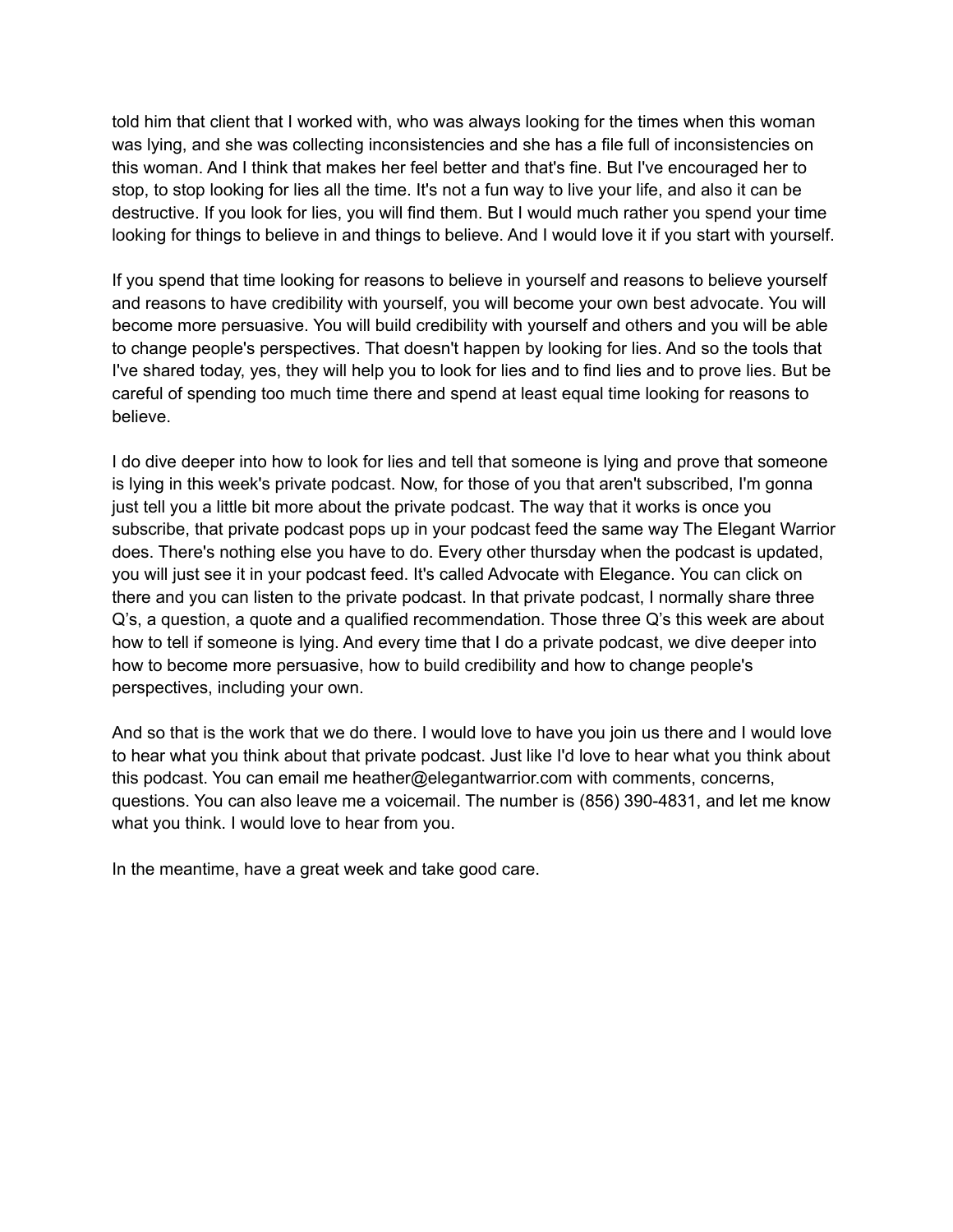told him that client that I worked with, who was always looking for the times when this woman was lying, and she was collecting inconsistencies and she has a file full of inconsistencies on this woman. And I think that makes her feel better and that's fine. But I've encouraged her to stop, to stop looking for lies all the time. It's not a fun way to live your life, and also it can be destructive. If you look for lies, you will find them. But I would much rather you spend your time looking for things to believe in and things to believe. And I would love it if you start with yourself.

If you spend that time looking for reasons to believe in yourself and reasons to believe yourself and reasons to have credibility with yourself, you will become your own best advocate. You will become more persuasive. You will build credibility with yourself and others and you will be able to change people's perspectives. That doesn't happen by looking for lies. And so the tools that I've shared today, yes, they will help you to look for lies and to find lies and to prove lies. But be careful of spending too much time there and spend at least equal time looking for reasons to believe.

I do dive deeper into how to look for lies and tell that someone is lying and prove that someone is lying in this week's private podcast. Now, for those of you that aren't subscribed, I'm gonna just tell you a little bit more about the private podcast. The way that it works is once you subscribe, that private podcast pops up in your podcast feed the same way The Elegant Warrior does. There's nothing else you have to do. Every other thursday when the podcast is updated, you will just see it in your podcast feed. It's called Advocate with Elegance. You can click on there and you can listen to the private podcast. In that private podcast, I normally share three Q's, a question, a quote and a qualified recommendation. Those three Q's this week are about how to tell if someone is lying. And every time that I do a private podcast, we dive deeper into how to become more persuasive, how to build credibility and how to change people's perspectives, including your own.

And so that is the work that we do there. I would love to have you join us there and I would love to hear what you think about that private podcast. Just like I'd love to hear what you think about this podcast. You can email me heather@elegantwarrior.com with comments, concerns, questions. You can also leave me a voicemail. The number is (856) 390-4831, and let me know what you think. I would love to hear from you.

In the meantime, have a great week and take good care.